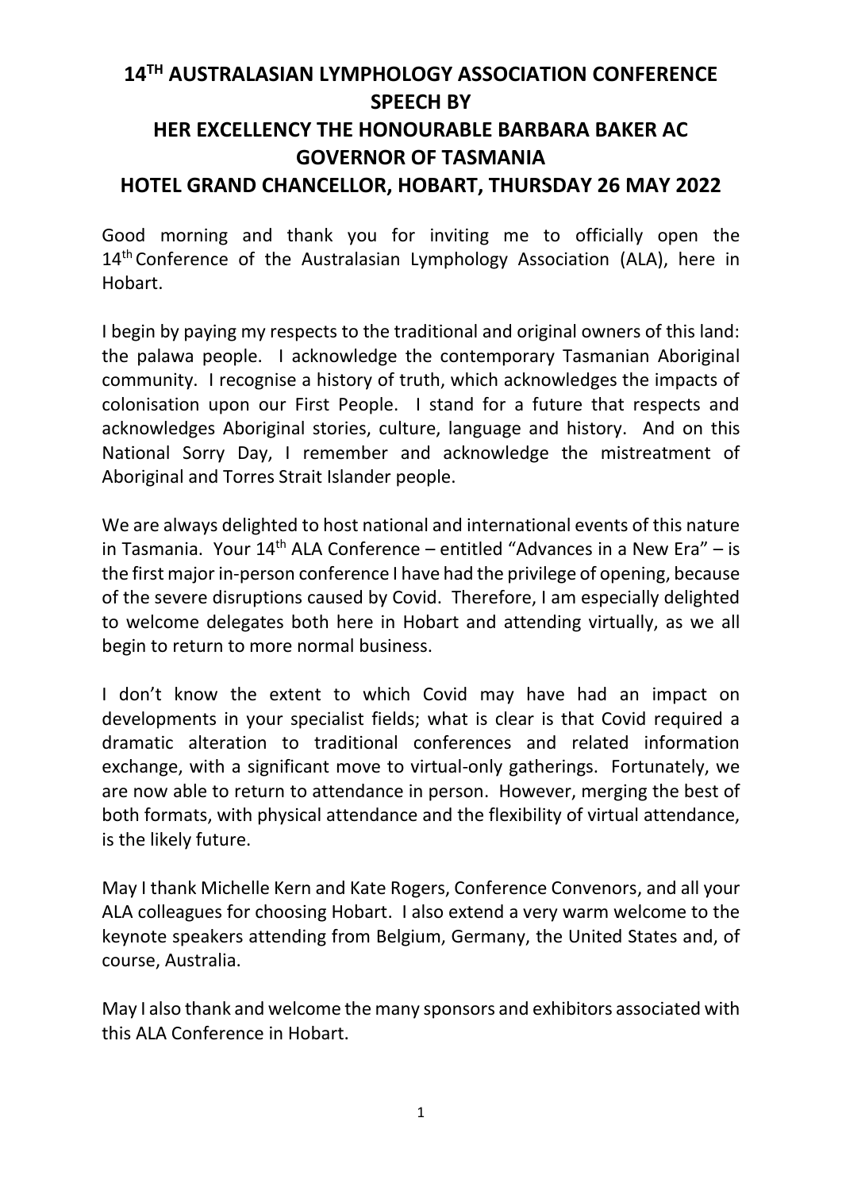# 14TH AUSTRALASIAN LYMPHOLOGY ASSOCIATION CONFERENCE SPEECH BY HER EXCELLENCY THE HONOURABLE BARBARA BAKER AC GOVERNOR OF TASMANIA HOTEL GRAND CHANCELLOR, HOBART, THURSDAY 26 MAY 2022

Good morning and thank you for inviting me to officially open the 14th Conference of the Australasian Lymphology Association (ALA), here in Hobart.

I begin by paying my respects to the traditional and original owners of this land: the palawa people. I acknowledge the contemporary Tasmanian Aboriginal community. I recognise a history of truth, which acknowledges the impacts of colonisation upon our First People. I stand for a future that respects and acknowledges Aboriginal stories, culture, language and history. And on this National Sorry Day, I remember and acknowledge the mistreatment of Aboriginal and Torres Strait Islander people.

We are always delighted to host national and international events of this nature in Tasmania. Your 14th ALA Conference – entitled "Advances in a New Era" – is the first major in-person conference I have had the privilege of opening, because of the severe disruptions caused by Covid. Therefore, I am especially delighted to welcome delegates both here in Hobart and attending virtually, as we all begin to return to more normal business.

I don't know the extent to which Covid may have had an impact on developments in your specialist fields; what is clear is that Covid required a dramatic alteration to traditional conferences and related information exchange, with a significant move to virtual-only gatherings. Fortunately, we are now able to return to attendance in person. However, merging the best of both formats, with physical attendance and the flexibility of virtual attendance, is the likely future.

May I thank Michelle Kern and Kate Rogers, Conference Convenors, and all your ALA colleagues for choosing Hobart. I also extend a very warm welcome to the keynote speakers attending from Belgium, Germany, the United States and, of course, Australia.

May I also thank and welcome the many sponsors and exhibitors associated with this ALA Conference in Hobart.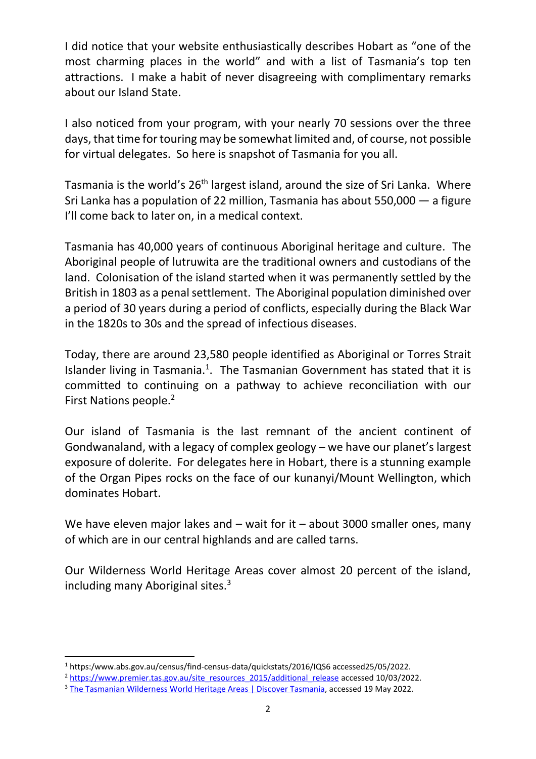I did notice that your website enthusiastically describes Hobart as "one of the most charming places in the world" and with a list of Tasmania's top ten attractions. I make a habit of never disagreeing with complimentary remarks about our Island State.

I also noticed from your program, with your nearly 70 sessions over the three days, that time for touring may be somewhat limited and, of course, not possible for virtual delegates. So here is snapshot of Tasmania for you all.

Tasmania is the world's 26th largest island, around the size of Sri Lanka. Where Sri Lanka has a population of 22 million, Tasmania has about 550,000 — a figure I'll come back to later on, in a medical context.

Tasmania has 40,000 years of continuous Aboriginal heritage and culture. The Aboriginal people of lutruwita are the traditional owners and custodians of the land. Colonisation of the island started when it was permanently settled by the British in 1803 as a penal settlement. The Aboriginal population diminished over a period of 30 years during a period of conflicts, especially during the Black War in the 1820s to 30s and the spread of infectious diseases.

Today, there are around 23,580 people identified as Aboriginal or Torres Strait Islander living in Tasmania.[1]. The Tasmanian Government has stated that it is committed to continuing on a pathway to achieve reconciliation with our First Nations people.[2]

Our island of Tasmania is the last remnant of the ancient continent of Gondwanaland, with a legacy of complex geology – we have our planet's largest exposure of dolerite. For delegates here in Hobart, there is a stunning example of the Organ Pipes rocks on the face of our kunanyi/Mount Wellington, which dominates Hobart.

We have eleven major lakes and – wait for it – about 3000 smaller ones, many of which are in our central highlands and are called tarns.

Our Wilderness World Heritage Areas cover almost 20 percent of the island, including many Aboriginal sites.[3]

---

[1] https:/www.abs.gov.au/census/find-census-data/quickstats/2016/IQS6 accessed25/05/2022.

[2] https://www.premier.tas.gov.au/site_resources_2015/additional_release accessed 10/03/2022.

[3] The Tasmanian Wilderness World Heritage Areas | Discover Tasmania, accessed 19 May 2022.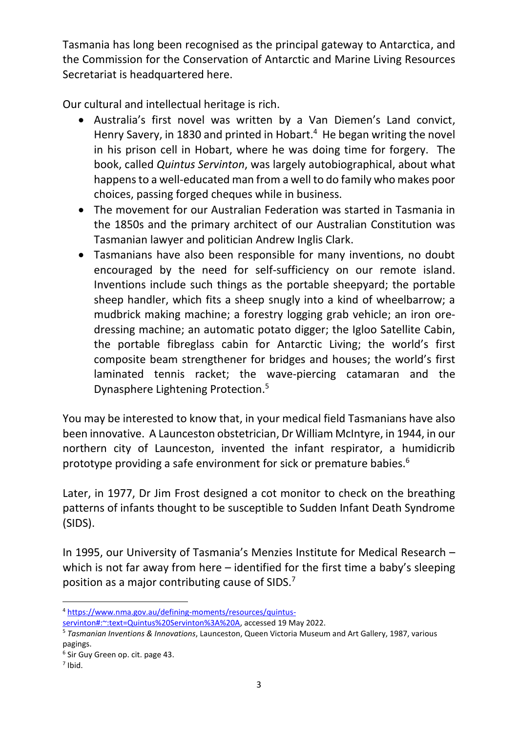Tasmania has long been recognised as the principal gateway to Antarctica, and the Commission for the Conservation of Antarctic and Marine Living Resources Secretariat is headquartered here.

Our cultural and intellectual heritage is rich.

- Australia's first novel was written by a Van Diemen's Land convict, Henry Savery, in 1830 and printed in Hobart.[4] He began writing the novel in his prison cell in Hobart, where he was doing time for forgery. The book, called *Quintus Servinton*, was largely autobiographical, about what happens to a well-educated man from a well to do family who makes poor choices, passing forged cheques while in business.
- The movement for our Australian Federation was started in Tasmania in the 1850s and the primary architect of our Australian Constitution was Tasmanian lawyer and politician Andrew Inglis Clark.
- Tasmanians have also been responsible for many inventions, no doubt encouraged by the need for self-sufficiency on our remote island. Inventions include such things as the portable sheepyard; the portable sheep handler, which fits a sheep snugly into a kind of wheelbarrow; a mudbrick making machine; a forestry logging grab vehicle; an iron ore-dressing machine; an automatic potato digger; the Igloo Satellite Cabin, the portable fibreglass cabin for Antarctic Living; the world's first composite beam strengthener for bridges and houses; the world's first laminated tennis racket; the wave-piercing catamaran and the Dynasphere Lightening Protection.[5]

You may be interested to know that, in your medical field Tasmanians have also been innovative. A Launceston obstetrician, Dr William McIntyre, in 1944, in our northern city of Launceston, invented the infant respirator, a humidicrib prototype providing a safe environment for sick or premature babies.[6]

Later, in 1977, Dr Jim Frost designed a cot monitor to check on the breathing patterns of infants thought to be susceptible to Sudden Infant Death Syndrome (SIDS).

In 1995, our University of Tasmania's Menzies Institute for Medical Research – which is not far away from here – identified for the first time a baby's sleeping position as a major contributing cause of SIDS.[7]

---

[4] https://www.nma.gov.au/defining-moments/resources/quintus-servinton#:~:text=Quintus%20Servinton%3A%20A, accessed 19 May 2022.

[5] *Tasmanian Inventions & Innovations*, Launceston, Queen Victoria Museum and Art Gallery, 1987, various pagings.

[6] Sir Guy Green op. cit. page 43.

[7] Ibid.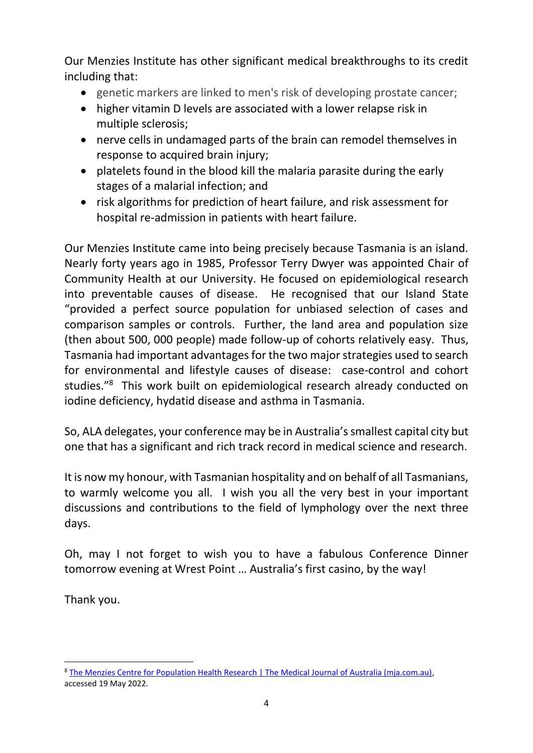Our Menzies Institute has other significant medical breakthroughs to its credit including that:

- genetic markers are linked to men's risk of developing prostate cancer;
- higher vitamin D levels are associated with a lower relapse risk in multiple sclerosis;
- nerve cells in undamaged parts of the brain can remodel themselves in response to acquired brain injury;
- platelets found in the blood kill the malaria parasite during the early stages of a malarial infection; and
- risk algorithms for prediction of heart failure, and risk assessment for hospital re-admission in patients with heart failure.

Our Menzies Institute came into being precisely because Tasmania is an island. Nearly forty years ago in 1985, Professor Terry Dwyer was appointed Chair of Community Health at our University. He focused on epidemiological research into preventable causes of disease. He recognised that our Island State "provided a perfect source population for unbiased selection of cases and comparison samples or controls. Further, the land area and population size (then about 500, 000 people) made follow-up of cohorts relatively easy. Thus, Tasmania had important advantages for the two major strategies used to search for environmental and lifestyle causes of disease: case-control and cohort studies."[8] This work built on epidemiological research already conducted on iodine deficiency, hydatid disease and asthma in Tasmania.

So, ALA delegates, your conference may be in Australia's smallest capital city but one that has a significant and rich track record in medical science and research.

It is now my honour, with Tasmanian hospitality and on behalf of all Tasmanians, to warmly welcome you all. I wish you all the very best in your important discussions and contributions to the field of lymphology over the next three days.

Oh, may I not forget to wish you to have a fabulous Conference Dinner tomorrow evening at Wrest Point … Australia's first casino, by the way!

Thank you.

---

[8] The Menzies Centre for Population Health Research | The Medical Journal of Australia (mja.com.au), accessed 19 May 2022.